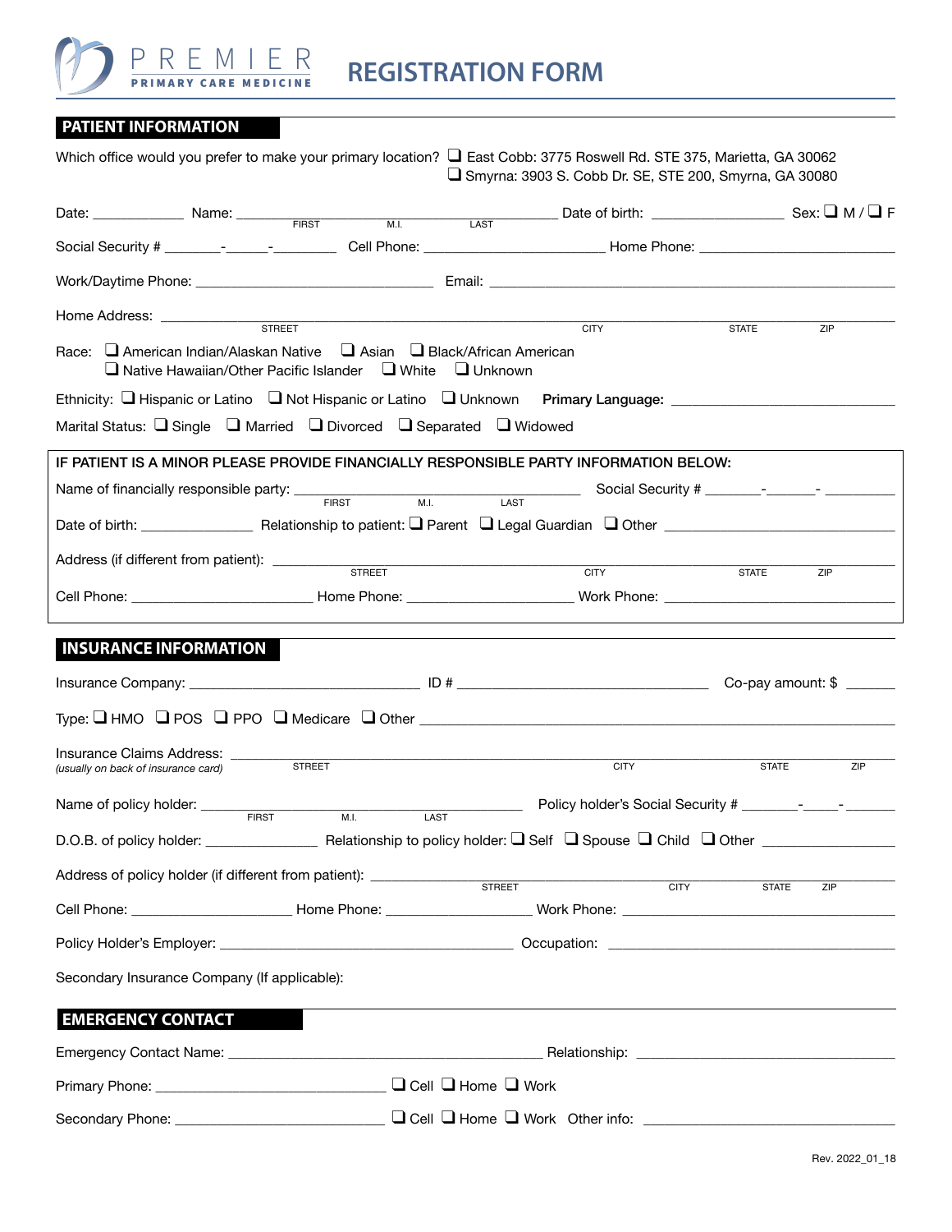# PREMIER PRIMARY CARE MEDICINE

# REGISTRATION FORM

## PATIENT INFORMATION

Which office would you prefer to make your primary location? ❑ East Cobb: 3775 Roswell Rd. STE 375, Marietta, GA 30062
❑ Smyrna: 3903 S. Cobb Dr. SE, STE 200, Smyrna, GA 30080

Date: ___________ Name: ____________________________________ (FIRST / M.I. / LAST) Date of birth: _______________ Sex: ❑ M / ❑ F

Social Security # _______-_____-________ Cell Phone: _____________________ Home Phone: ______________________

Work/Daytime Phone: ____________________________ Email: ______________________________________________

Home Address: ____________________________________________________________________ (STREET / CITY / STATE / ZIP)

Race: ❑ American Indian/Alaskan Native ❑ Asian ❑ Black/African American
❑ Native Hawaiian/Other Pacific Islander ❑ White ❑ Unknown

Ethnicity: ❑ Hispanic or Latino ❑ Not Hispanic or Latino ❑ Unknown **Primary Language:** __________________________

Marital Status: ❑ Single ❑ Married ❑ Divorced ❑ Separated ❑ Widowed

IF PATIENT IS A MINOR PLEASE PROVIDE FINANCIALLY RESPONSIBLE PARTY INFORMATION BELOW:

Name of financially responsible party: ________________________________ (FIRST / M.I. / LAST) Social Security # _______-______-_________

Date of birth: _____________ Relationship to patient: ❑ Parent ❑ Legal Guardian ❑ Other ___________________________

Address (if different from patient): _______________________________________________________ (STREET / CITY / STATE / ZIP)

Cell Phone: ______________________ Home Phone: ____________________ Work Phone: ___________________________

## INSURANCE INFORMATION

Insurance Company: __________________________ ID # _____________________________ Co-pay amount: $ ______

Type: ❑ HMO ❑ POS ❑ PPO ❑ Medicare ❑ Other ____________________________________________________________

Insurance Claims Address: ___________________________________________________________ (STREET / CITY / STATE / ZIP)
*(usually on back of insurance card)*

Name of policy holder: __________________________________ (FIRST / M.I. / LAST) Policy holder's Social Security # _______-_____-_______

D.O.B. of policy holder: ______________ Relationship to policy holder: ❑ Self ❑ Spouse ❑ Child ❑ Other ________________

Address of policy holder (if different from patient): ________________________________________ (STREET / CITY / STATE / ZIP)

Cell Phone: ___________________ Home Phone: __________________ Work Phone: __________________________________

Policy Holder's Employer: __________________________________ Occupation: __________________________________

Secondary Insurance Company (If applicable):

## EMERGENCY CONTACT

Emergency Contact Name: ______________________________________ Relationship: ______________________________

Primary Phone: ______________________________ ❑ Cell ❑ Home ❑ Work

Secondary Phone: ____________________________ ❑ Cell ❑ Home ❑ Work Other info: ______________________________

Rev. 2022_01_18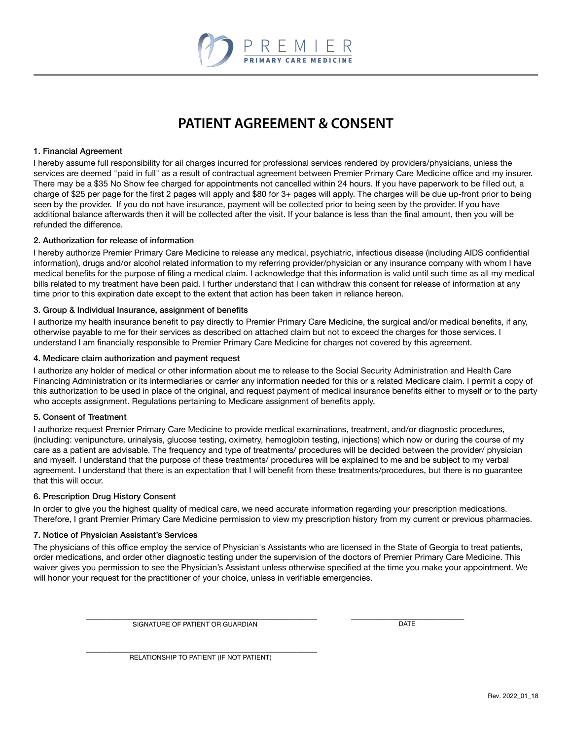PREMIER

PRIMARY CARE MEDICINE

# PATIENT AGREEMENT & CONSENT

**1. Financial Agreement**

I hereby assume full responsibility for ail charges incurred for professional services rendered by providers/physicians, unless the services are deemed "paid in full" as a result of contractual agreement between Premier Primary Care Medicine office and my insurer. There may be a $35 No Show fee charged for appointments not cancelled within 24 hours. If you have paperwork to be filled out, a charge of $25 per page for the first 2 pages will apply and $80 for 3+ pages will apply. The charges will be due up-front prior to being seen by the provider. If you do not have insurance, payment will be collected prior to being seen by the provider. If you have additional balance afterwards then it will be collected after the visit. If your balance is less than the final amount, then you will be refunded the difference.

**2. Authorization for release of information**

I hereby authorize Premier Primary Care Medicine to release any medical, psychiatric, infectious disease (including AIDS confidential information), drugs and/or alcohol related information to my referring provider/physician or any insurance company with whom I have medical benefits for the purpose of filing a medical claim. I acknowledge that this information is valid until such time as all my medical bills related to my treatment have been paid. I further understand that I can withdraw this consent for release of information at any time prior to this expiration date except to the extent that action has been taken in reliance hereon.

**3. Group & Individual Insurance, assignment of benefits**

I authorize my health insurance benefit to pay directly to Premier Primary Care Medicine, the surgical and/or medical benefits, if any, otherwise payable to me for their services as described on attached claim but not to exceed the charges for those services. I understand I am financially responsible to Premier Primary Care Medicine for charges not covered by this agreement.

**4. Medicare claim authorization and payment request**

I authorize any holder of medical or other information about me to release to the Social Security Administration and Health Care Financing Administration or its intermediaries or carrier any information needed for this or a related Medicare claim. I permit a copy of this authorization to be used in place of the original, and request payment of medical insurance benefits either to myself or to the party who accepts assignment. Regulations pertaining to Medicare assignment of benefits apply.

**5. Consent of Treatment**

I authorize request Premier Primary Care Medicine to provide medical examinations, treatment, and/or diagnostic procedures, (including: venipuncture, urinalysis, glucose testing, oximetry, hemoglobin testing, injections) which now or during the course of my care as a patient are advisable. The frequency and type of treatments/ procedures will be decided between the provider/ physician and myself. I understand that the purpose of these treatments/ procedures will be explained to me and be subject to my verbal agreement. I understand that there is an expectation that I will benefit from these treatments/procedures, but there is no guarantee that this will occur.

**6. Prescription Drug History Consent**

In order to give you the highest quality of medical care, we need accurate information regarding your prescription medications. Therefore, I grant Premier Primary Care Medicine permission to view my prescription history from my current or previous pharmacies.

**7. Notice of Physician Assistant's Services**

The physicians of this office employ the service of Physician's Assistants who are licensed in the State of Georgia to treat patients, order medications, and order other diagnostic testing under the supervision of the doctors of Premier Primary Care Medicine. This waiver gives you permission to see the Physician's Assistant unless otherwise specified at the time you make your appointment. We will honor your request for the practitioner of your choice, unless in verifiable emergencies.

\_\_\_\_\_\_\_\_\_\_\_\_\_\_\_\_\_\_\_\_\_\_\_\_\_\_\_\_\_\_\_\_\_\_\_\_\_\_\_\_\_\_\_\_
SIGNATURE OF PATIENT OR GUARDIAN

\_\_\_\_\_\_\_\_\_\_\_\_\_\_\_\_\_\_\_\_\_\_\_\_
DATE

\_\_\_\_\_\_\_\_\_\_\_\_\_\_\_\_\_\_\_\_\_\_\_\_\_\_\_\_\_\_\_\_\_\_\_\_\_\_\_\_\_\_\_\_
RELATIONSHIP TO PATIENT (IF NOT PATIENT)

Rev. 2022_01_18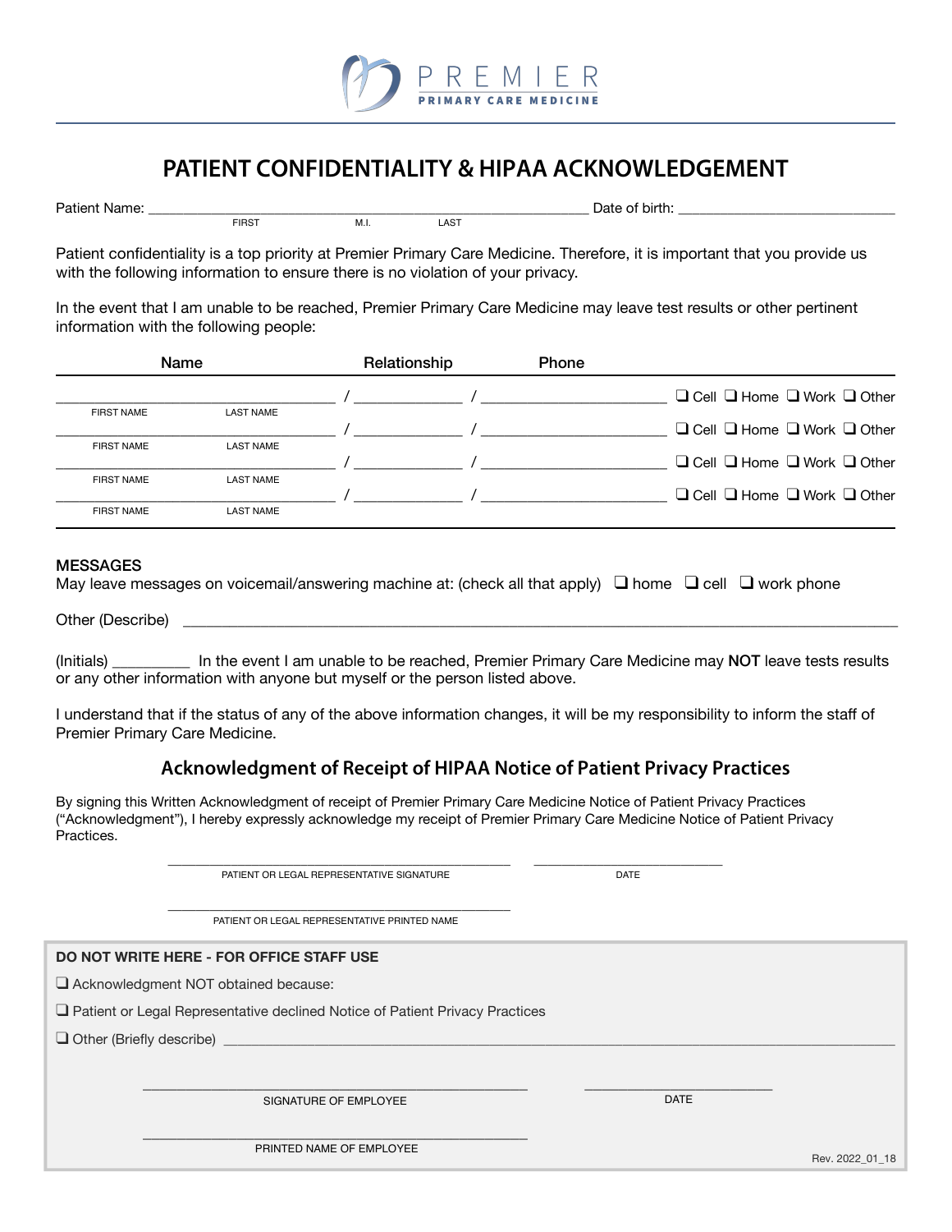PREMIER

PRIMARY CARE MEDICINE

# PATIENT CONFIDENTIALITY & HIPAA ACKNOWLEDGEMENT

Patient Name: ____________________________________________ Date of birth: ________________________

FIRST M.I. LAST

Patient confidentiality is a top priority at Premier Primary Care Medicine. Therefore, it is important that you provide us with the following information to ensure there is no violation of your privacy.

In the event that I am unable to be reached, Premier Primary Care Medicine may leave test results or other pertinent information with the following people:

| Name | Relationship | Phone | |
|---|---|---|---|
| ______________ FIRST NAME / LAST NAME | / ____________ | / ____________ | ❑ Cell ❑ Home ❑ Work ❑ Other |
| ______________ FIRST NAME / LAST NAME | / ____________ | / ____________ | ❑ Cell ❑ Home ❑ Work ❑ Other |
| ______________ FIRST NAME / LAST NAME | / ____________ | / ____________ | ❑ Cell ❑ Home ❑ Work ❑ Other |
| ______________ FIRST NAME / LAST NAME | / ____________ | / ____________ | ❑ Cell ❑ Home ❑ Work ❑ Other |

### MESSAGES

May leave messages on voicemail/answering machine at: (check all that apply) ❑ home ❑ cell ❑ work phone

Other (Describe) ____________________________________________

(Initials) _________ In the event I am unable to be reached, Premier Primary Care Medicine may **NOT** leave tests results or any other information with anyone but myself or the person listed above.

I understand that if the status of any of the above information changes, it will be my responsibility to inform the staff of Premier Primary Care Medicine.

## Acknowledgment of Receipt of HIPAA Notice of Patient Privacy Practices

By signing this Written Acknowledgment of receipt of Premier Primary Care Medicine Notice of Patient Privacy Practices ("Acknowledgment"), I hereby expressly acknowledge my receipt of Premier Primary Care Medicine Notice of Patient Privacy Practices.

____________________________________________ ________________________

PATIENT OR LEGAL REPRESENTATIVE SIGNATURE DATE

____________________________________________

PATIENT OR LEGAL REPRESENTATIVE PRINTED NAME

**DO NOT WRITE HERE - FOR OFFICE STAFF USE**

❑ Acknowledgment NOT obtained because:

❑ Patient or Legal Representative declined Notice of Patient Privacy Practices

❑ Other (Briefly describe) ____________________________________________

____________________________________________ ________________________

SIGNATURE OF EMPLOYEE DATE

____________________________________________

PRINTED NAME OF EMPLOYEE

Rev. 2022_01_18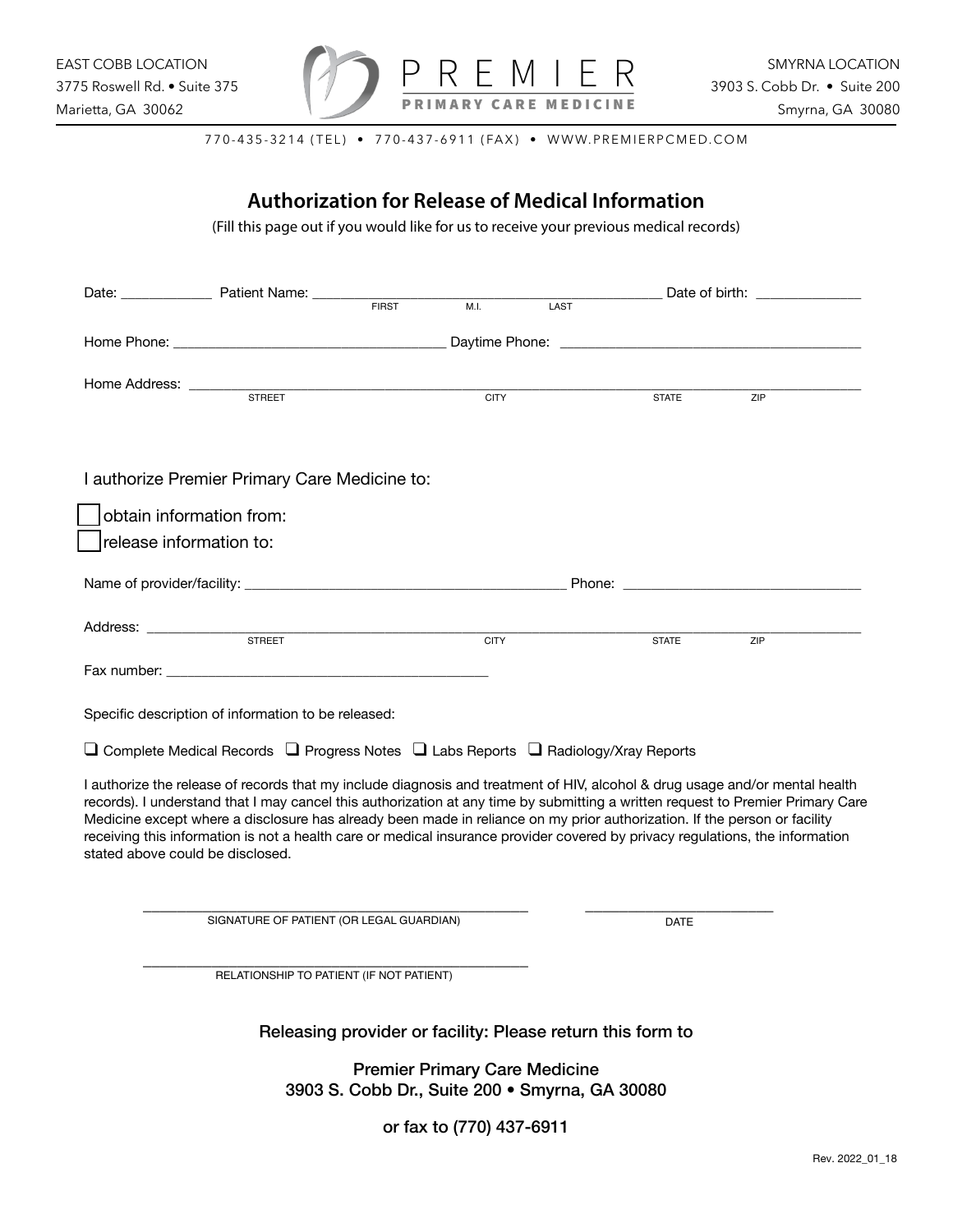EAST COBB LOCATION
3775 Roswell Rd. • Suite 375
Marietta, GA 30062

PREMIER
PRIMARY CARE MEDICINE

SMYRNA LOCATION
3903 S. Cobb Dr. • Suite 200
Smyrna, GA 30080

770-435-3214 (TEL) • 770-437-6911 (FAX) • WWW.PREMIERPCMED.COM

# Authorization for Release of Medical Information

(Fill this page out if you would like for us to receive your previous medical records)

Date: ____________ Patient Name: ______________________________________________ Date of birth: ______________
FIRST M.I. LAST

Home Phone: _____________________________________ Daytime Phone: _________________________________________

Home Address: ____________________________________________________________________________________________
STREET CITY STATE ZIP

I authorize Premier Primary Care Medicine to:

☐ obtain information from:

☐ release information to:

Name of provider/facility: ____________________________________________ Phone: ________________________________

Address: _________________________________________________________________________________________________
STREET CITY STATE ZIP

Fax number: ____________________________________________

Specific description of information to be released:

☐ Complete Medical Records ☐ Progress Notes ☐ Labs Reports ☐ Radiology/Xray Reports

I authorize the release of records that my include diagnosis and treatment of HIV, alcohol & drug usage and/or mental health records). I understand that I may cancel this authorization at any time by submitting a written request to Premier Primary Care Medicine except where a disclosure has already been made in reliance on my prior authorization. If the person or facility receiving this information is not a health care or medical insurance provider covered by privacy regulations, the information stated above could be disclosed.

______________________________________________________ ___________________________
SIGNATURE OF PATIENT (OR LEGAL GUARDIAN) DATE

______________________________________________________
RELATIONSHIP TO PATIENT (IF NOT PATIENT)

**Releasing provider or facility: Please return this form to**

**Premier Primary Care Medicine**
**3903 S. Cobb Dr., Suite 200 • Smyrna, GA 30080**

**or fax to (770) 437-6911**

Rev. 2022_01_18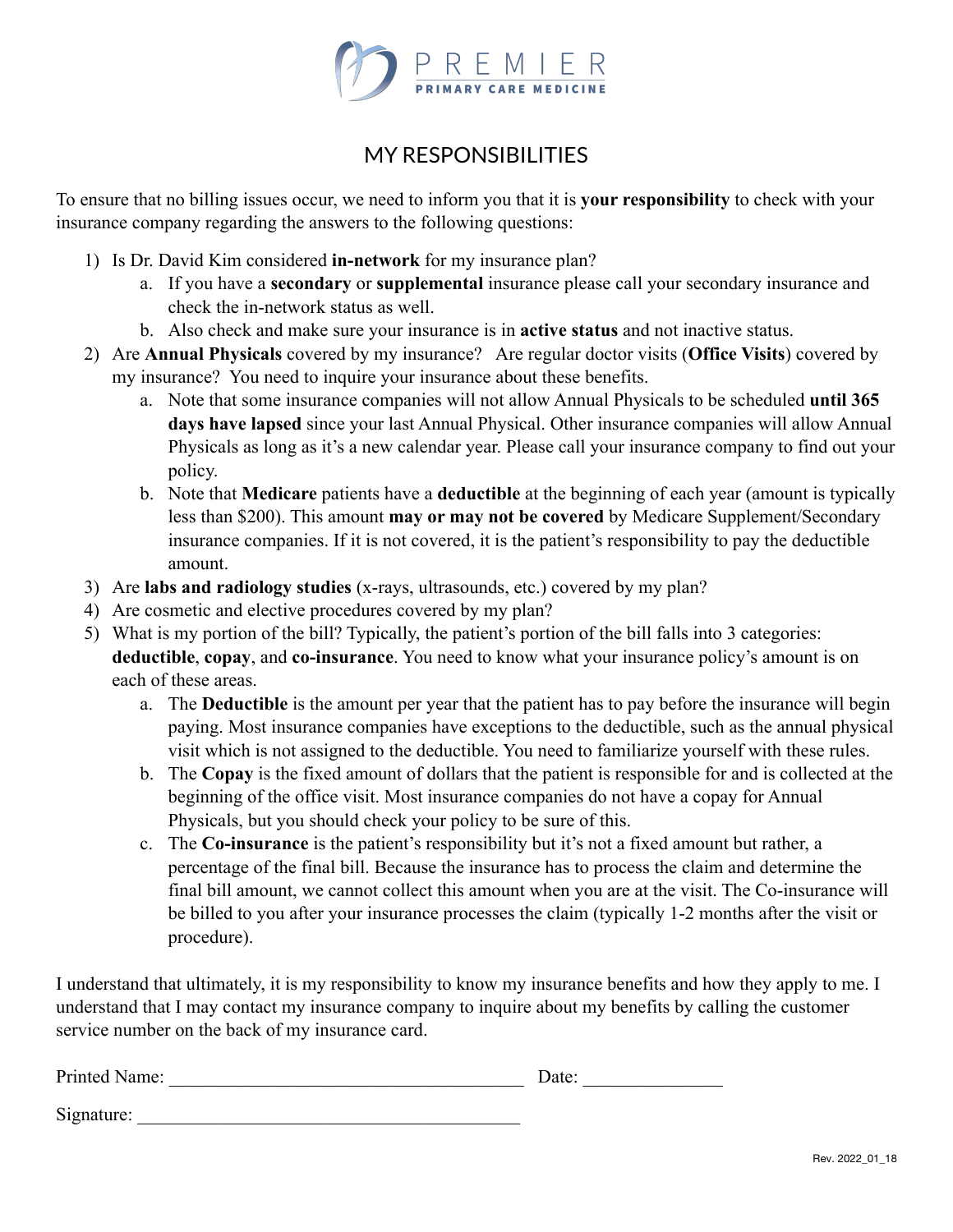PREMIER
PRIMARY CARE MEDICINE

# MY RESPONSIBILITIES

To ensure that no billing issues occur, we need to inform you that it is **your responsibility** to check with your insurance company regarding the answers to the following questions:

1) Is Dr. David Kim considered **in-network** for my insurance plan?
    a. If you have a **secondary** or **supplemental** insurance please call your secondary insurance and check the in-network status as well.
    b. Also check and make sure your insurance is in **active status** and not inactive status.
2) Are **Annual Physicals** covered by my insurance? Are regular doctor visits (**Office Visits**) covered by my insurance? You need to inquire your insurance about these benefits.
    a. Note that some insurance companies will not allow Annual Physicals to be scheduled **until 365 days have lapsed** since your last Annual Physical. Other insurance companies will allow Annual Physicals as long as it's a new calendar year. Please call your insurance company to find out your policy.
    b. Note that **Medicare** patients have a **deductible** at the beginning of each year (amount is typically less than $200). This amount **may or may not be covered** by Medicare Supplement/Secondary insurance companies. If it is not covered, it is the patient's responsibility to pay the deductible amount.
3) Are **labs and radiology studies** (x-rays, ultrasounds, etc.) covered by my plan?
4) Are cosmetic and elective procedures covered by my plan?
5) What is my portion of the bill? Typically, the patient's portion of the bill falls into 3 categories: **deductible**, **copay**, and **co-insurance**. You need to know what your insurance policy's amount is on each of these areas.
    a. The **Deductible** is the amount per year that the patient has to pay before the insurance will begin paying. Most insurance companies have exceptions to the deductible, such as the annual physical visit which is not assigned to the deductible. You need to familiarize yourself with these rules.
    b. The **Copay** is the fixed amount of dollars that the patient is responsible for and is collected at the beginning of the office visit. Most insurance companies do not have a copay for Annual Physicals, but you should check your policy to be sure of this.
    c. The **Co-insurance** is the patient's responsibility but it's not a fixed amount but rather, a percentage of the final bill. Because the insurance has to process the claim and determine the final bill amount, we cannot collect this amount when you are at the visit. The Co-insurance will be billed to you after your insurance processes the claim (typically 1-2 months after the visit or procedure).

I understand that ultimately, it is my responsibility to know my insurance benefits and how they apply to me. I understand that I may contact my insurance company to inquire about my benefits by calling the customer service number on the back of my insurance card.

Printed Name: ______________________________________ Date: _______________

Signature: ________________________________________

Rev. 2022_01_18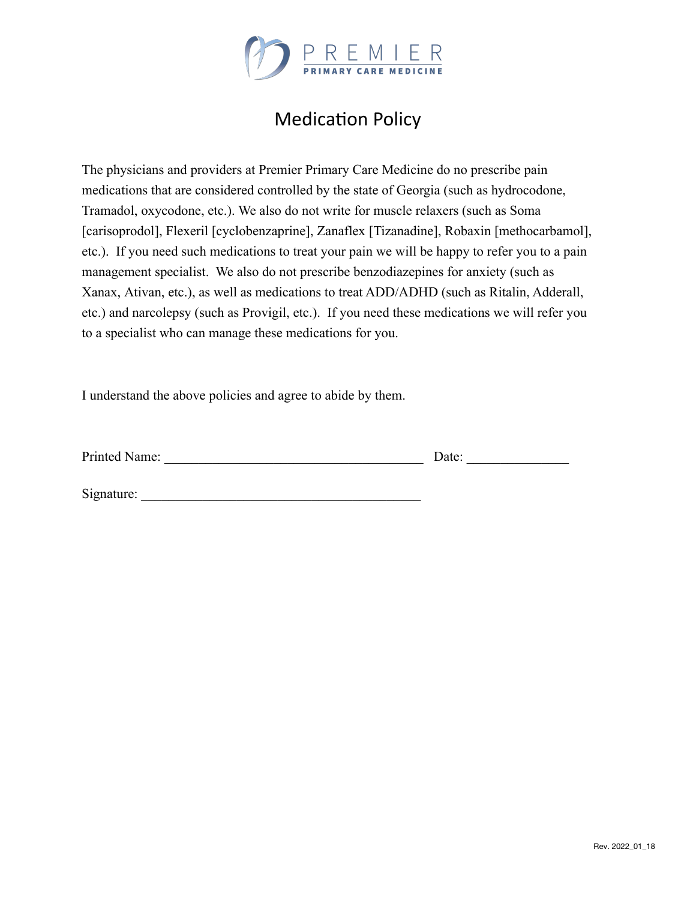PREMIER
PRIMARY CARE MEDICINE

# Medication Policy

The physicians and providers at Premier Primary Care Medicine do no prescribe pain medications that are considered controlled by the state of Georgia (such as hydrocodone, Tramadol, oxycodone, etc.). We also do not write for muscle relaxers (such as Soma [carisoprodol], Flexeril [cyclobenzaprine], Zanaflex [Tizanadine], Robaxin [methocarbamol], etc.). If you need such medications to treat your pain we will be happy to refer you to a pain management specialist. We also do not prescribe benzodiazepines for anxiety (such as Xanax, Ativan, etc.), as well as medications to treat ADD/ADHD (such as Ritalin, Adderall, etc.) and narcolepsy (such as Provigil, etc.). If you need these medications we will refer you to a specialist who can manage these medications for you.

I understand the above policies and agree to abide by them.

Printed Name: ______________________________________ Date: _______________

Signature: _________________________________________

Rev. 2022_01_18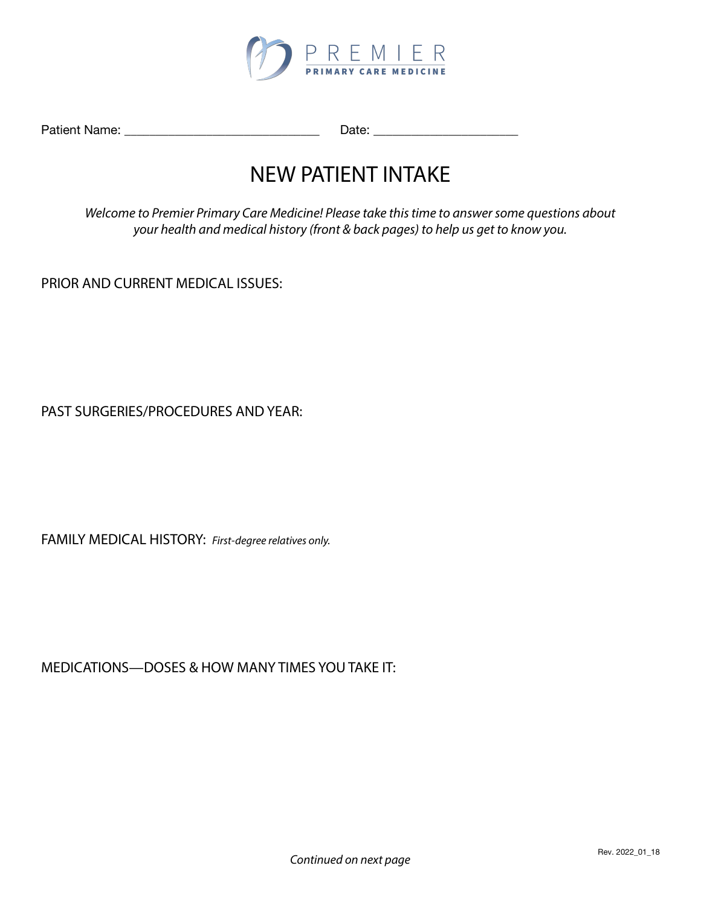PREMIER
PRIMARY CARE MEDICINE

Patient Name: ______________________________ Date: ______________________

# NEW PATIENT INTAKE

*Welcome to Premier Primary Care Medicine! Please take this time to answer some questions about your health and medical history (front & back pages) to help us get to know you.*

PRIOR AND CURRENT MEDICAL ISSUES:

PAST SURGERIES/PROCEDURES AND YEAR:

FAMILY MEDICAL HISTORY: *First-degree relatives only.*

MEDICATIONS—DOSES & HOW MANY TIMES YOU TAKE IT:

*Continued on next page*

Rev. 2022_01_18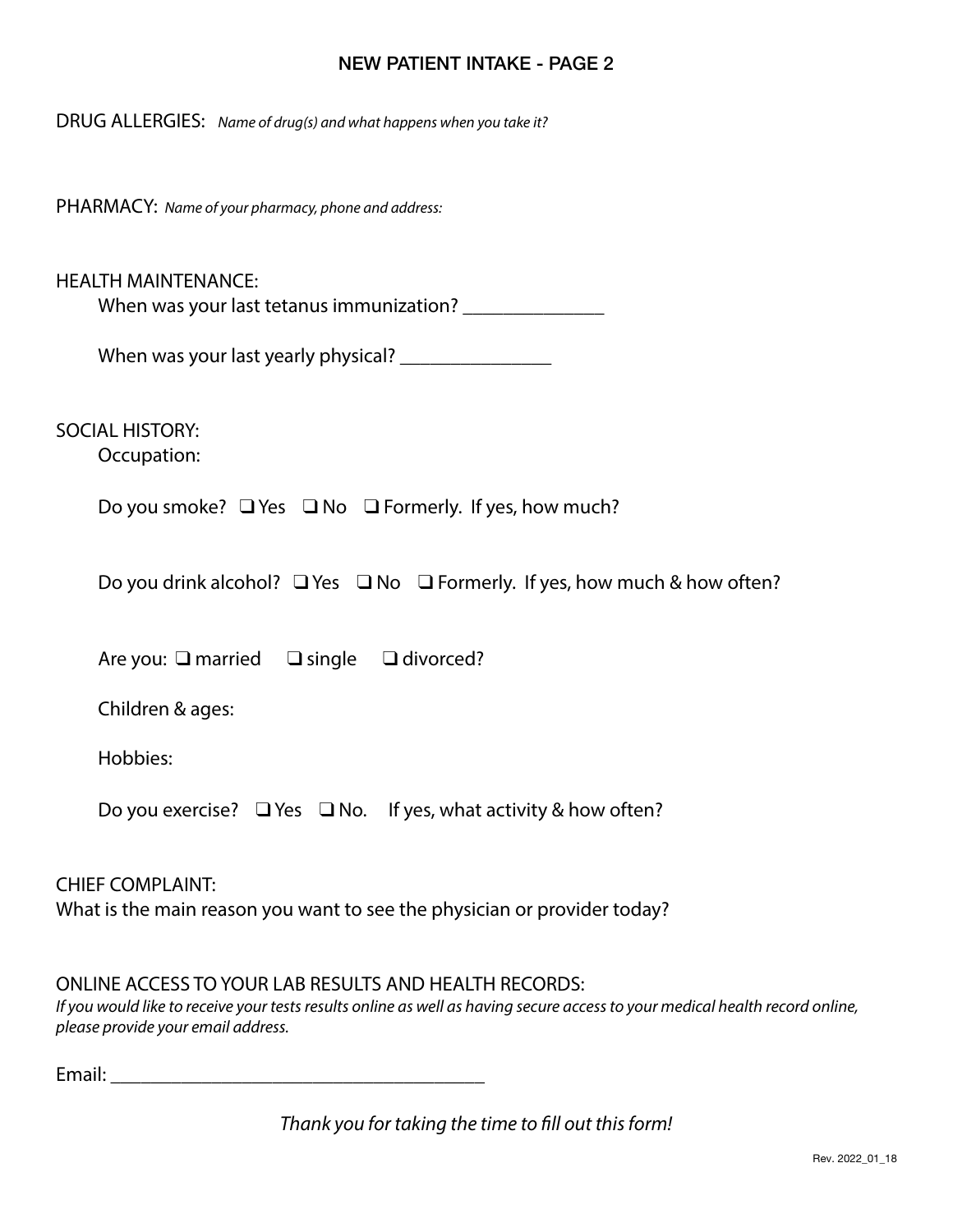## NEW PATIENT INTAKE - PAGE 2

DRUG ALLERGIES: *Name of drug(s) and what happens when you take it?*

PHARMACY: *Name of your pharmacy, phone and address:*

HEALTH MAINTENANCE:

When was your last tetanus immunization? _______________

When was your last yearly physical? ________________

SOCIAL HISTORY:

Occupation:

Do you smoke? ❑ Yes ❑ No ❑ Formerly. If yes, how much?

Do you drink alcohol? ❑ Yes ❑ No ❑ Formerly. If yes, how much & how often?

Are you: ❑ married ❑ single ❑ divorced?

Children & ages:

Hobbies:

Do you exercise? ❑ Yes ❑ No. If yes, what activity & how often?

CHIEF COMPLAINT:
What is the main reason you want to see the physician or provider today?

ONLINE ACCESS TO YOUR LAB RESULTS AND HEALTH RECORDS:
*If you would like to receive your tests results online as well as having secure access to your medical health record online, please provide your email address.*

Email: ________________________________________

*Thank you for taking the time to fill out this form!*

Rev. 2022_01_18